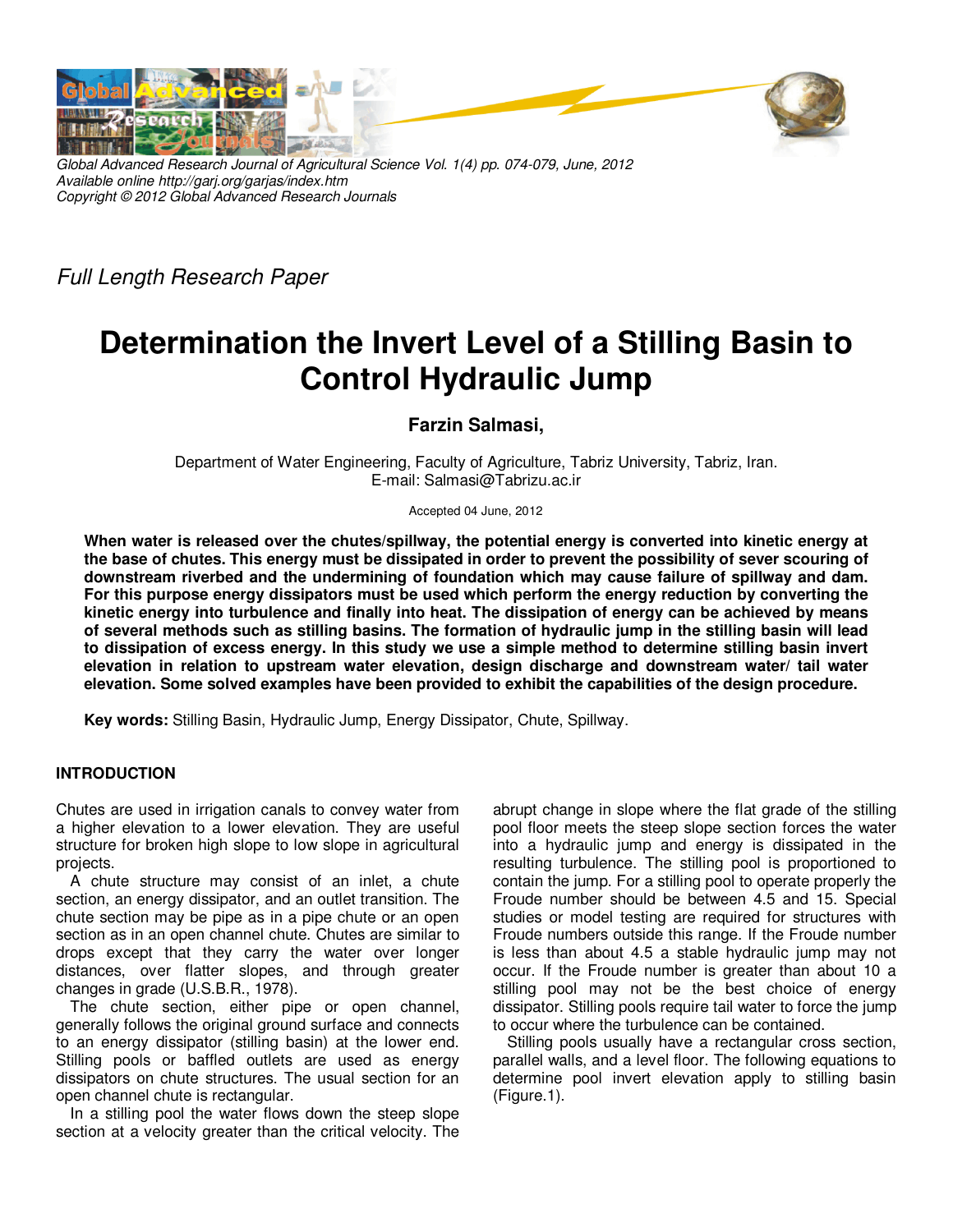*Full Length Research Paper*

# Determination the Invert Level of a Stilling Basin to Control Hydraulic Jump

**Farzin Salmasi,**

Department of Water Engineering, Faculty of Agriculture, Tabriz University, Tabriz, Iran.
E-mail: Salmasi@Tabrizu.ac.ir

Accepted 04 June, 2012

**When water is released over the chutes/spillway, the potential energy is converted into kinetic energy at the base of chutes. This energy must be dissipated in order to prevent the possibility of sever scouring of downstream riverbed and the undermining of foundation which may cause failure of spillway and dam. For this purpose energy dissipators must be used which perform the energy reduction by converting the kinetic energy into turbulence and finally into heat. The dissipation of energy can be achieved by means of several methods such as stilling basins. The formation of hydraulic jump in the stilling basin will lead to dissipation of excess energy. In this study we use a simple method to determine stilling basin invert elevation in relation to upstream water elevation, design discharge and downstream water/ tail water elevation. Some solved examples have been provided to exhibit the capabilities of the design procedure.**

**Key words:** Stilling Basin, Hydraulic Jump, Energy Dissipator, Chute, Spillway.

## INTRODUCTION

Chutes are used in irrigation canals to convey water from a higher elevation to a lower elevation. They are useful structure for broken high slope to low slope in agricultural projects.

A chute structure may consist of an inlet, a chute section, an energy dissipator, and an outlet transition. The chute section may be pipe as in a pipe chute or an open section as in an open channel chute. Chutes are similar to drops except that they carry the water over longer distances, over flatter slopes, and through greater changes in grade (U.S.B.R., 1978).

The chute section, either pipe or open channel, generally follows the original ground surface and connects to an energy dissipator (stilling basin) at the lower end. Stilling pools or baffled outlets are used as energy dissipators on chute structures. The usual section for an open channel chute is rectangular.

In a stilling pool the water flows down the steep slope section at a velocity greater than the critical velocity. The abrupt change in slope where the flat grade of the stilling pool floor meets the steep slope section forces the water into a hydraulic jump and energy is dissipated in the resulting turbulence. The stilling pool is proportioned to contain the jump. For a stilling pool to operate properly the Froude number should be between 4.5 and 15. Special studies or model testing are required for structures with Froude numbers outside this range. If the Froude number is less than about 4.5 a stable hydraulic jump may not occur. If the Froude number is greater than about 10 a stilling pool may not be the best choice of energy dissipator. Stilling pools require tail water to force the jump to occur where the turbulence can be contained.

Stilling pools usually have a rectangular cross section, parallel walls, and a level floor. The following equations to determine pool invert elevation apply to stilling basin (Figure.1).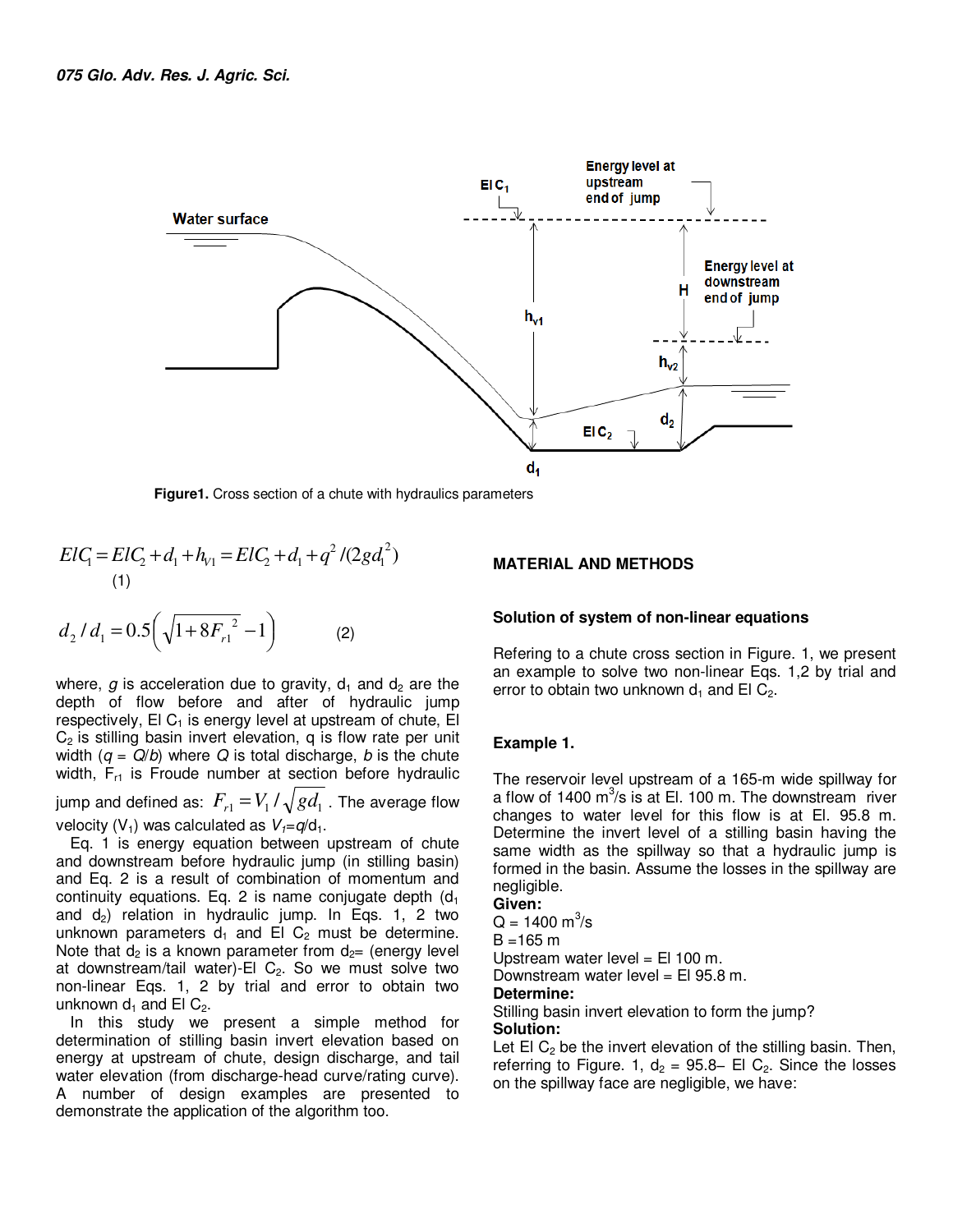Figure1. Cross section of a chute with hydraulics parameters

$$ElC_1 = ElC_2 + d_1 + h_{V1} = ElC_2 + d_1 + q^2/(2gd_1^2) \quad (1)$$

$$d_2/d_1 = 0.5\left(\sqrt{1+8F_{r1}^{\ 2}} - 1\right) \quad (2)$$

where, $g$ is acceleration due to gravity, $d_1$ and $d_2$ are the depth of flow before and after of hydraulic jump respectively, El $C_1$ is energy level at upstream of chute, El $C_2$ is stilling basin invert elevation, q is flow rate per unit width ($q = Q/b$) where $Q$ is total discharge, $b$ is the chute width, $F_{r1}$ is Froude number at section before hydraulic jump and defined as: $F_{r1} = V_1/\sqrt{gd_1}$. The average flow velocity ($V_1$) was calculated as $V_1 = q/d_1$.

Eq. 1 is energy equation between upstream of chute and downstream before hydraulic jump (in stilling basin) and Eq. 2 is a result of combination of momentum and continuity equations. Eq. 2 is name conjugate depth ($d_1$ and $d_2$) relation in hydraulic jump. In Eqs. 1, 2 two unknown parameters $d_1$ and El $C_2$ must be determine. Note that $d_2$ is a known parameter from $d_2$= (energy level at downstream/tail water)-El $C_2$. So we must solve two non-linear Eqs. 1, 2 by trial and error to obtain two unknown $d_1$ and El $C_2$.

In this study we present a simple method for determination of stilling basin invert elevation based on energy at upstream of chute, design discharge, and tail water elevation (from discharge-head curve/rating curve). A number of design examples are presented to demonstrate the application of the algorithm too.

## MATERIAL AND METHODS

### Solution of system of non-linear equations

Refering to a chute cross section in Figure. 1, we present an example to solve two non-linear Eqs. 1,2 by trial and error to obtain two unknown $d_1$ and El $C_2$.

### Example 1.

The reservoir level upstream of a 165-m wide spillway for a flow of 1400 $m^3$/s is at El. 100 m. The downstream river changes to water level for this flow is at El. 95.8 m. Determine the invert level of a stilling basin having the same width as the spillway so that a hydraulic jump is formed in the basin. Assume the losses in the spillway are negligible.

**Given:**

Q = 1400 $m^3$/s

B =165 m

Upstream water level = El 100 m.

Downstream water level = El 95.8 m.

**Determine:**

Stilling basin invert elevation to form the jump?

**Solution:**

Let El $C_2$ be the invert elevation of the stilling basin. Then, referring to Figure. 1, $d_2$ = 95.8– El $C_2$. Since the losses on the spillway face are negligible, we have: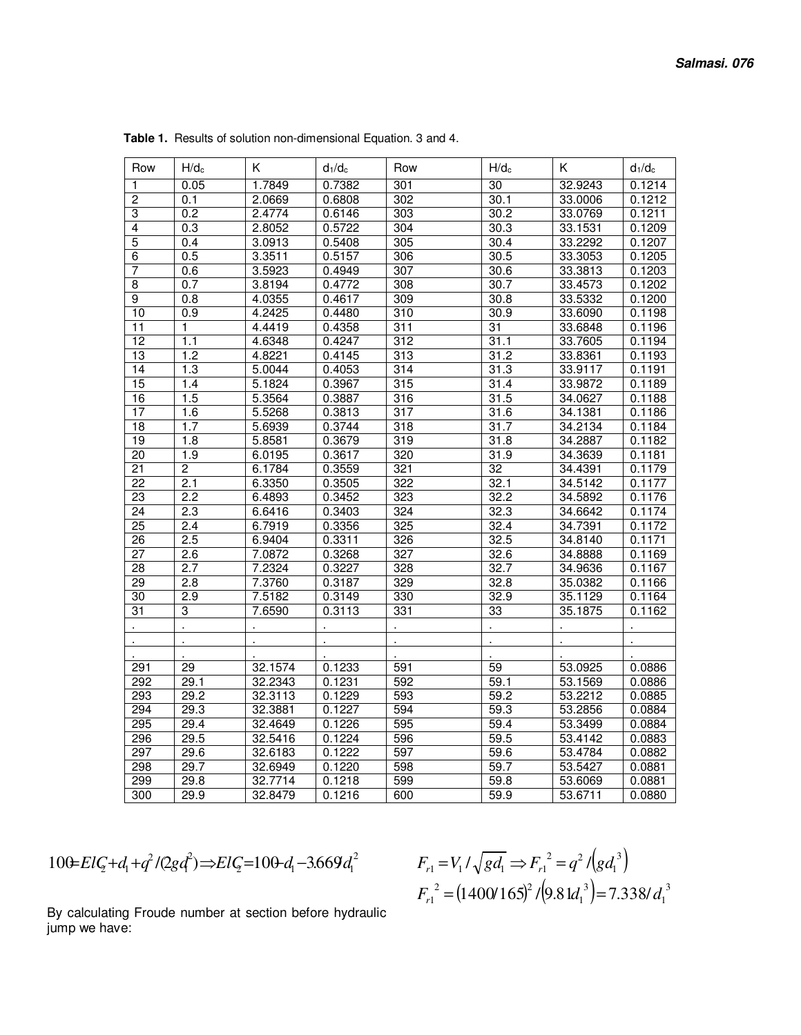**Table 1.** Results of solution non-dimensional Equation. 3 and 4.

| Row | $H/d_c$ | K | $d_1/d_c$ | Row | $H/d_c$ | K | $d_1/d_c$ |
|---|---|---|---|---|---|---|---|
| 1 | 0.05 | 1.7849 | 0.7382 | 301 | 30 | 32.9243 | 0.1214 |
| 2 | 0.1 | 2.0669 | 0.6808 | 302 | 30.1 | 33.0006 | 0.1212 |
| 3 | 0.2 | 2.4774 | 0.6146 | 303 | 30.2 | 33.0769 | 0.1211 |
| 4 | 0.3 | 2.8052 | 0.5722 | 304 | 30.3 | 33.1531 | 0.1209 |
| 5 | 0.4 | 3.0913 | 0.5408 | 305 | 30.4 | 33.2292 | 0.1207 |
| 6 | 0.5 | 3.3511 | 0.5157 | 306 | 30.5 | 33.3053 | 0.1205 |
| 7 | 0.6 | 3.5923 | 0.4949 | 307 | 30.6 | 33.3813 | 0.1203 |
| 8 | 0.7 | 3.8194 | 0.4772 | 308 | 30.7 | 33.4573 | 0.1202 |
| 9 | 0.8 | 4.0355 | 0.4617 | 309 | 30.8 | 33.5332 | 0.1200 |
| 10 | 0.9 | 4.2425 | 0.4480 | 310 | 30.9 | 33.6090 | 0.1198 |
| 11 | 1 | 4.4419 | 0.4358 | 311 | 31 | 33.6848 | 0.1196 |
| 12 | 1.1 | 4.6348 | 0.4247 | 312 | 31.1 | 33.7605 | 0.1194 |
| 13 | 1.2 | 4.8221 | 0.4145 | 313 | 31.2 | 33.8361 | 0.1193 |
| 14 | 1.3 | 5.0044 | 0.4053 | 314 | 31.3 | 33.9117 | 0.1191 |
| 15 | 1.4 | 5.1824 | 0.3967 | 315 | 31.4 | 33.9872 | 0.1189 |
| 16 | 1.5 | 5.3564 | 0.3887 | 316 | 31.5 | 34.0627 | 0.1188 |
| 17 | 1.6 | 5.5268 | 0.3813 | 317 | 31.6 | 34.1381 | 0.1186 |
| 18 | 1.7 | 5.6939 | 0.3744 | 318 | 31.7 | 34.2134 | 0.1184 |
| 19 | 1.8 | 5.8581 | 0.3679 | 319 | 31.8 | 34.2887 | 0.1182 |
| 20 | 1.9 | 6.0195 | 0.3617 | 320 | 31.9 | 34.3639 | 0.1181 |
| 21 | 2 | 6.1784 | 0.3559 | 321 | 32 | 34.4391 | 0.1179 |
| 22 | 2.1 | 6.3350 | 0.3505 | 322 | 32.1 | 34.5142 | 0.1177 |
| 23 | 2.2 | 6.4893 | 0.3452 | 323 | 32.2 | 34.5892 | 0.1176 |
| 24 | 2.3 | 6.6416 | 0.3403 | 324 | 32.3 | 34.6642 | 0.1174 |
| 25 | 2.4 | 6.7919 | 0.3356 | 325 | 32.4 | 34.7391 | 0.1172 |
| 26 | 2.5 | 6.9404 | 0.3311 | 326 | 32.5 | 34.8140 | 0.1171 |
| 27 | 2.6 | 7.0872 | 0.3268 | 327 | 32.6 | 34.8888 | 0.1169 |
| 28 | 2.7 | 7.2324 | 0.3227 | 328 | 32.7 | 34.9636 | 0.1167 |
| 29 | 2.8 | 7.3760 | 0.3187 | 329 | 32.8 | 35.0382 | 0.1166 |
| 30 | 2.9 | 7.5182 | 0.3149 | 330 | 32.9 | 35.1129 | 0.1164 |
| 31 | 3 | 7.6590 | 0.3113 | 331 | 33 | 35.1875 | 0.1162 |
| . | . | . | . | . | . | . | . |
| . | . | . | . | . | . | . | . |
| . | . | . | . | . | . | . | . |
| 291 | 29 | 32.1574 | 0.1233 | 591 | 59 | 53.0925 | 0.0886 |
| 292 | 29.1 | 32.2343 | 0.1231 | 592 | 59.1 | 53.1569 | 0.0886 |
| 293 | 29.2 | 32.3113 | 0.1229 | 593 | 59.2 | 53.2212 | 0.0885 |
| 294 | 29.3 | 32.3881 | 0.1227 | 594 | 59.3 | 53.2856 | 0.0884 |
| 295 | 29.4 | 32.4649 | 0.1226 | 595 | 59.4 | 53.3499 | 0.0884 |
| 296 | 29.5 | 32.5416 | 0.1224 | 596 | 59.5 | 53.4142 | 0.0883 |
| 297 | 29.6 | 32.6183 | 0.1222 | 597 | 59.6 | 53.4784 | 0.0882 |
| 298 | 29.7 | 32.6949 | 0.1220 | 598 | 59.7 | 53.5427 | 0.0881 |
| 299 | 29.8 | 32.7714 | 0.1218 | 599 | 59.8 | 53.6069 | 0.0881 |
| 300 | 29.9 | 32.8479 | 0.1216 | 600 | 59.9 | 53.6711 | 0.0880 |

$$100 = ElC_2 + d_1 + q^2/(2gd_1^2) \Rightarrow ElC_2 = 100 - d_1 - 3.669/d_1^2$$

By calculating Froude number at section before hydraulic jump we have:

$$F_{r1} = V_1/\sqrt{gd_1} \Rightarrow F_{r1}^{\ 2} = q^2/\left(gd_1^{\ 3}\right)$$

$$F_{r1}^{\ 2} = (1400/165)^2/\left(9.81d_1^{\ 3}\right) = 7.338/d_1^{\ 3}$$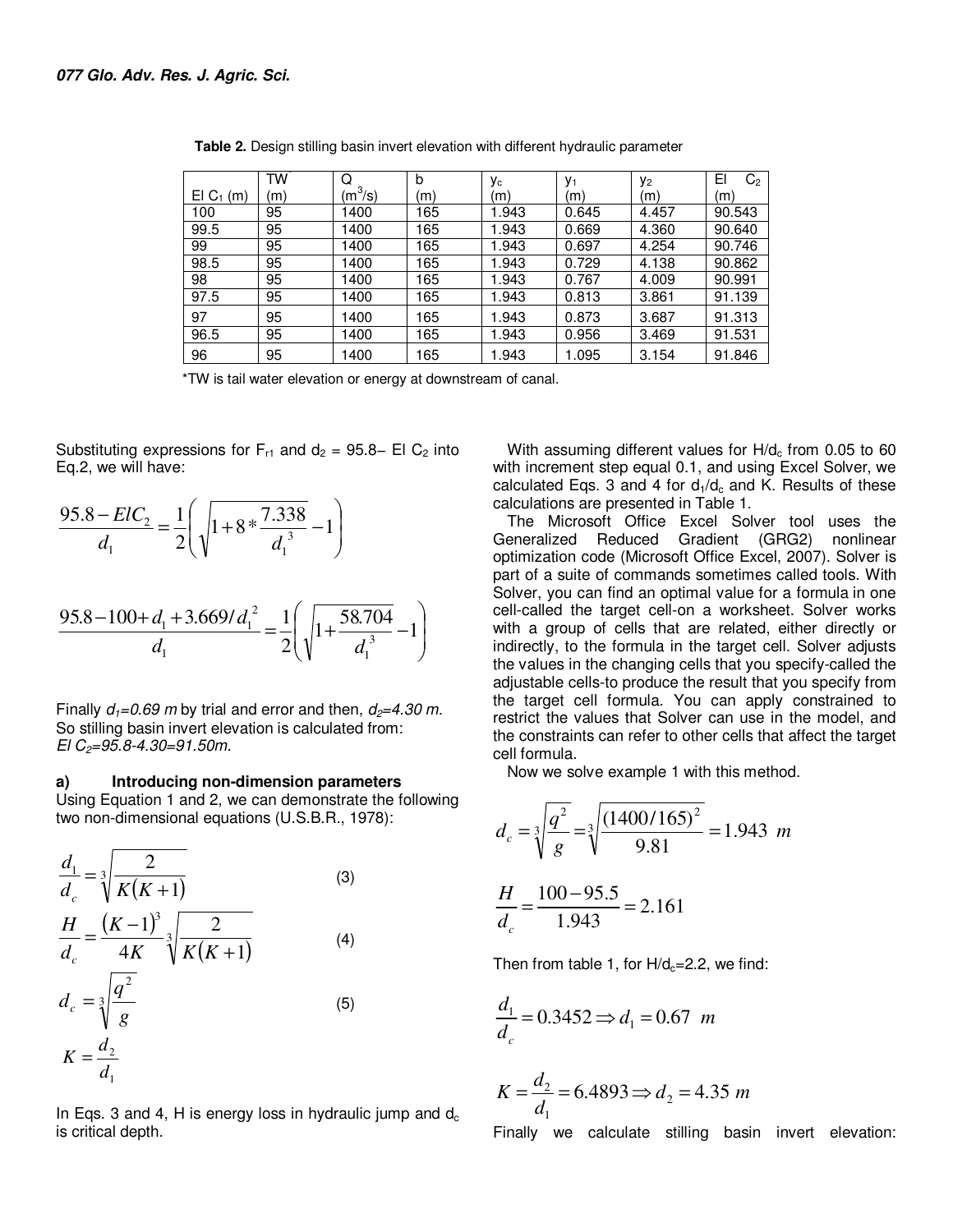**Table 2.** Design stilling basin invert elevation with different hydraulic parameter

| El $C_1$ (m) | TW* (m) | Q ($m^3/s$) | b (m) | $y_c$ (m) | $y_1$ (m) | $y_2$ (m) | El $C_2$ (m) |
|---|---|---|---|---|---|---|---|
| 100 | 95 | 1400 | 165 | 1.943 | 0.645 | 4.457 | 90.543 |
| 99.5 | 95 | 1400 | 165 | 1.943 | 0.669 | 4.360 | 90.640 |
| 99 | 95 | 1400 | 165 | 1.943 | 0.697 | 4.254 | 90.746 |
| 98.5 | 95 | 1400 | 165 | 1.943 | 0.729 | 4.138 | 90.862 |
| 98 | 95 | 1400 | 165 | 1.943 | 0.767 | 4.009 | 90.991 |
| 97.5 | 95 | 1400 | 165 | 1.943 | 0.813 | 3.861 | 91.139 |
| 97 | 95 | 1400 | 165 | 1.943 | 0.873 | 3.687 | 91.313 |
| 96.5 | 95 | 1400 | 165 | 1.943 | 0.956 | 3.469 | 91.531 |
| 96 | 95 | 1400 | 165 | 1.943 | 1.095 | 3.154 | 91.846 |

*TW is tail water elevation or energy at downstream of canal.

Substituting expressions for $F_{r1}$ and $d_2$ = 95.8– El $C_2$ into Eq.2, we will have:

$$\frac{95.8-ElC_2}{d_1}=\frac{1}{2}\left(\sqrt{1+8*\frac{7.338}{d_1^{\,3}}}-1\right)$$

$$\frac{95.8-100+d_1+3.669/d_1^{\,2}}{d_1}=\frac{1}{2}\left(\sqrt{1+\frac{58.704}{d_1^{\,3}}}-1\right)$$

Finally $d_1$*=0.69 m* by trial and error and then, $d_2$*=4.30 m.* So stilling basin invert elevation is calculated from: *El $C_2$=95.8-4.30=91.50m.*

### a) Introducing non-dimension parameters

Using Equation 1 and 2, we can demonstrate the following two non-dimensional equations (U.S.B.R., 1978):

$$\frac{d_1}{d_c}=\sqrt[3]{\frac{2}{K(K+1)}} \qquad (3)$$

$$\frac{H}{d_c}=\frac{(K-1)^3}{4K}\sqrt[3]{\frac{2}{K(K+1)}} \qquad (4)$$

$$d_c=\sqrt[3]{\frac{q^2}{g}} \qquad (5)$$

$$K=\frac{d_2}{d_1}$$

In Eqs. 3 and 4, H is energy loss in hydraulic jump and $d_c$ is critical depth.

With assuming different values for $H/d_c$ from 0.05 to 60 with increment step equal 0.1, and using Excel Solver, we calculated Eqs. 3 and 4 for $d_1/d_c$ and K. Results of these calculations are presented in Table 1.

The Microsoft Office Excel Solver tool uses the Generalized Reduced Gradient (GRG2) nonlinear optimization code (Microsoft Office Excel, 2007). Solver is part of a suite of commands sometimes called tools. With Solver, you can find an optimal value for a formula in one cell-called the target cell-on a worksheet. Solver works with a group of cells that are related, either directly or indirectly, to the formula in the target cell. Solver adjusts the values in the changing cells that you specify-called the adjustable cells-to produce the result that you specify from the target cell formula. You can apply constrained to restrict the values that Solver can use in the model, and the constraints can refer to other cells that affect the target cell formula.

Now we solve example 1 with this method.

$$d_c=\sqrt[3]{\frac{q^2}{g}}=\sqrt[3]{\frac{(1400/165)^2}{9.81}}=1.943\ m$$

$$\frac{H}{d_c}=\frac{100-95.5}{1.943}=2.161$$

Then from table 1, for $H/d_c$=2.2, we find:

$$\frac{d_1}{d_c}=0.3452 \Rightarrow d_1=0.67\ m$$

$$K=\frac{d_2}{d_1}=6.4893 \Rightarrow d_2=4.35\ m$$

Finally we calculate stilling basin invert elevation: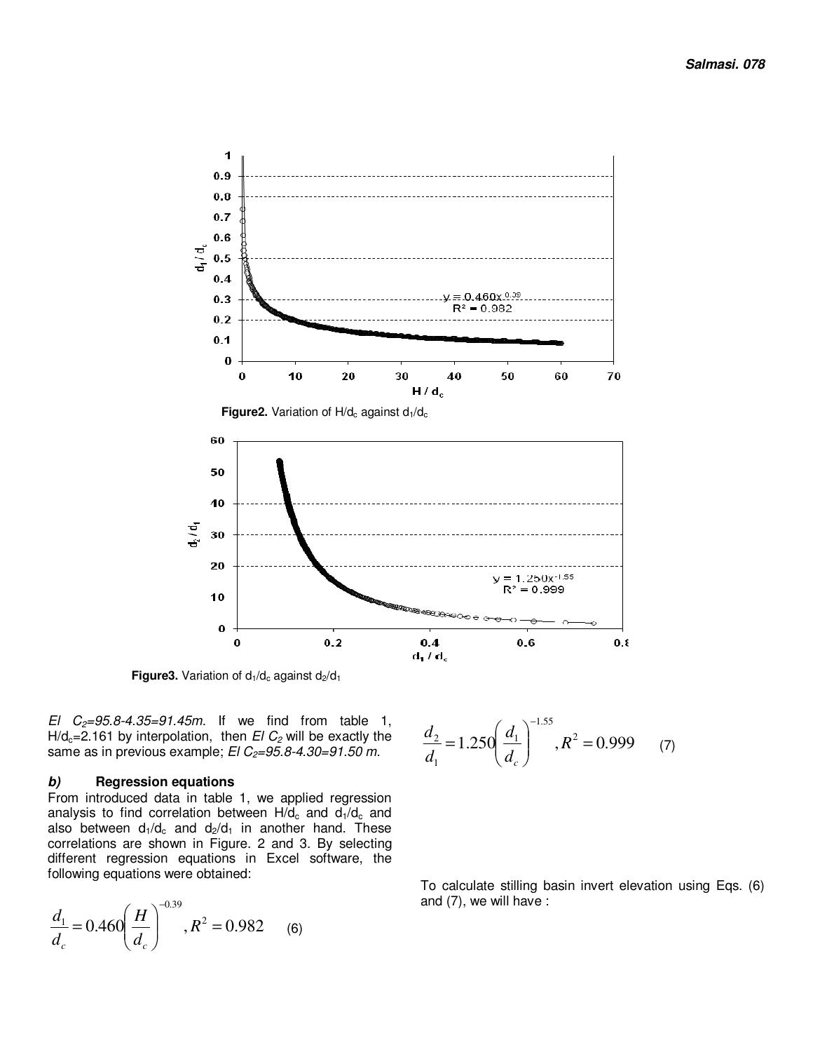Figure2. Variation of $H/d_c$ against $d_1/d_c$

Figure3. Variation of $d_1/d_c$ against $d_2/d_1$

*El $C_2$=95.8-4.35=91.45m.* If we find from table 1, $H/d_c$=2.161 by interpolation, then *El $C_2$* will be exactly the same as in previous example; *El $C_2$=95.8-4.30=91.50 m.*

### b) Regression equations

From introduced data in table 1, we applied regression analysis to find correlation between $H/d_c$ and $d_1/d_c$ and also between $d_1/d_c$ and $d_2/d_1$ in another hand. These correlations are shown in Figure. 2 and 3. By selecting different regression equations in Excel software, the following equations were obtained:

$$\frac{d_1}{d_c} = 0.460\left(\frac{H}{d_c}\right)^{-0.39}, R^2 = 0.982 \qquad (6)$$

$$\frac{d_2}{d_1} = 1.250\left(\frac{d_1}{d_c}\right)^{-1.55}, R^2 = 0.999 \qquad (7)$$

To calculate stilling basin invert elevation using Eqs. (6) and (7), we will have :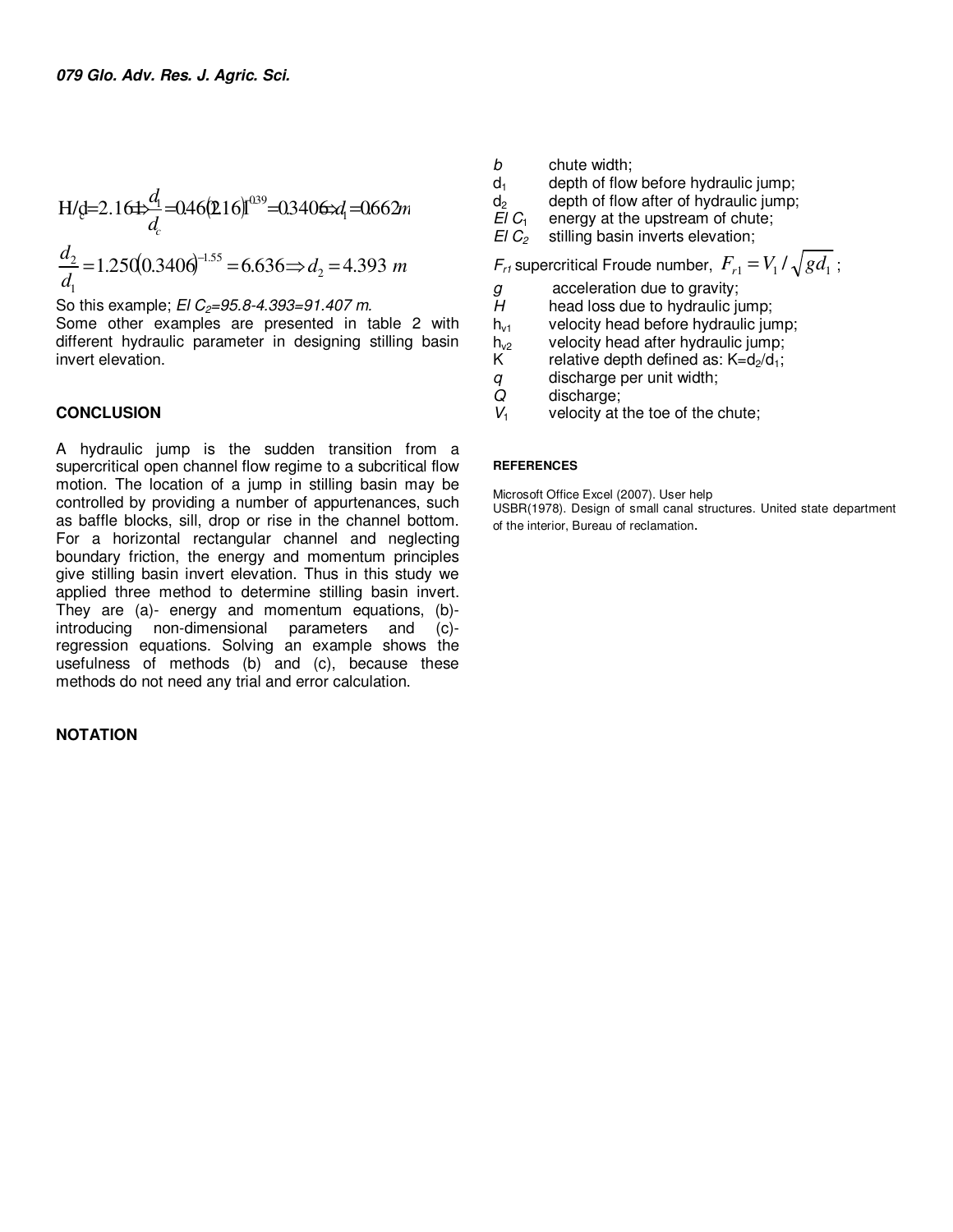$$H/d_c = 2.161 \Rightarrow \frac{d_1}{d_c} = 0.46(2.161)^{-0.39} = 0.3406 \Rightarrow d_1 = 0.662\,m$$

$$\frac{d_2}{d_1} = 1.250(0.3406)^{-1.55} = 6.636 \Rightarrow d_2 = 4.393\ m$$

So this example; *El $C_2$=95.8-4.393=91.407 m.*

Some other examples are presented in table 2 with different hydraulic parameter in designing stilling basin invert elevation.

## CONCLUSION

A hydraulic jump is the sudden transition from a supercritical open channel flow regime to a subcritical flow motion. The location of a jump in stilling basin may be controlled by providing a number of appurtenances, such as baffle blocks, sill, drop or rise in the channel bottom. For a horizontal rectangular channel and neglecting boundary friction, the energy and momentum principles give stilling basin invert elevation. Thus in this study we applied three method to determine stilling basin invert. They are (a)- energy and momentum equations, (b)- introducing non-dimensional parameters and (c)- regression equations. Solving an example shows the usefulness of methods (b) and (c), because these methods do not need any trial and error calculation.

## NOTATION

$b$ chute width;
$d_1$ depth of flow before hydraulic jump;
$d_2$ depth of flow after of hydraulic jump;
*El* $C_1$ energy at the upstream of chute;
*El* $C_2$ stilling basin inverts elevation;
$F_{r1}$ supercritical Froude number, $F_{r1} = V_1 / \sqrt{gd_1}$;
$g$ acceleration due to gravity;
$H$ head loss due to hydraulic jump;
$h_{v1}$ velocity head before hydraulic jump;
$h_{v2}$ velocity head after hydraulic jump;
K relative depth defined as: $K = d_2/d_1$;
$q$ discharge per unit width;
$Q$ discharge;
$V_1$ velocity at the toe of the chute;

## REFERENCES

Microsoft Office Excel (2007). User help
USBR(1978). Design of small canal structures. United state department of the interior, Bureau of reclamation.